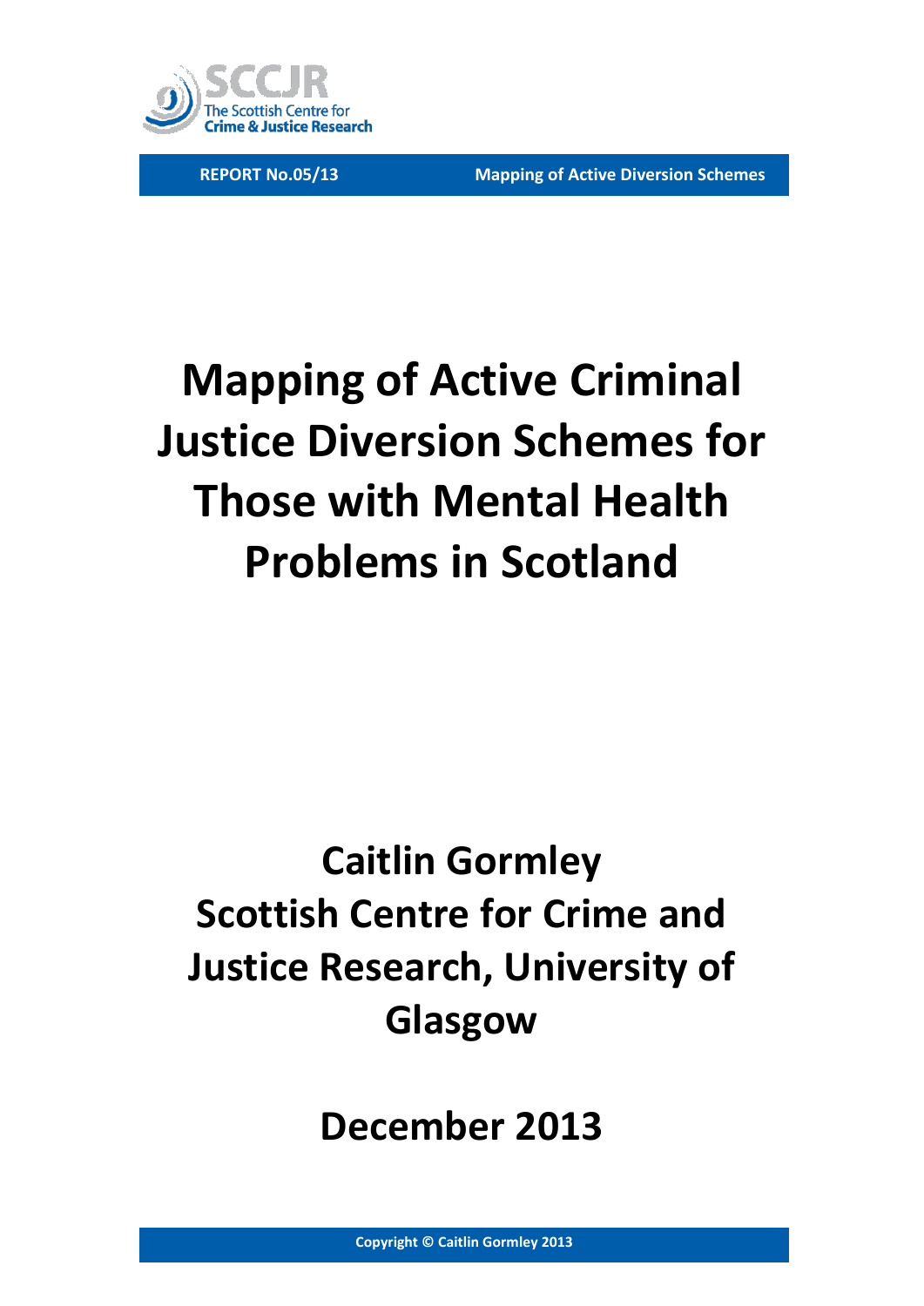SCCJR
The Scottish Centre for Crime & Justice Research

**REPORT No.05/13** **Mapping of Active Diversion Schemes**

# Mapping of Active Criminal Justice Diversion Schemes for Those with Mental Health Problems in Scotland

## Caitlin Gormley
## Scottish Centre for Crime and Justice Research, University of Glasgow

## December 2013

**Copyright © Caitlin Gormley 2013**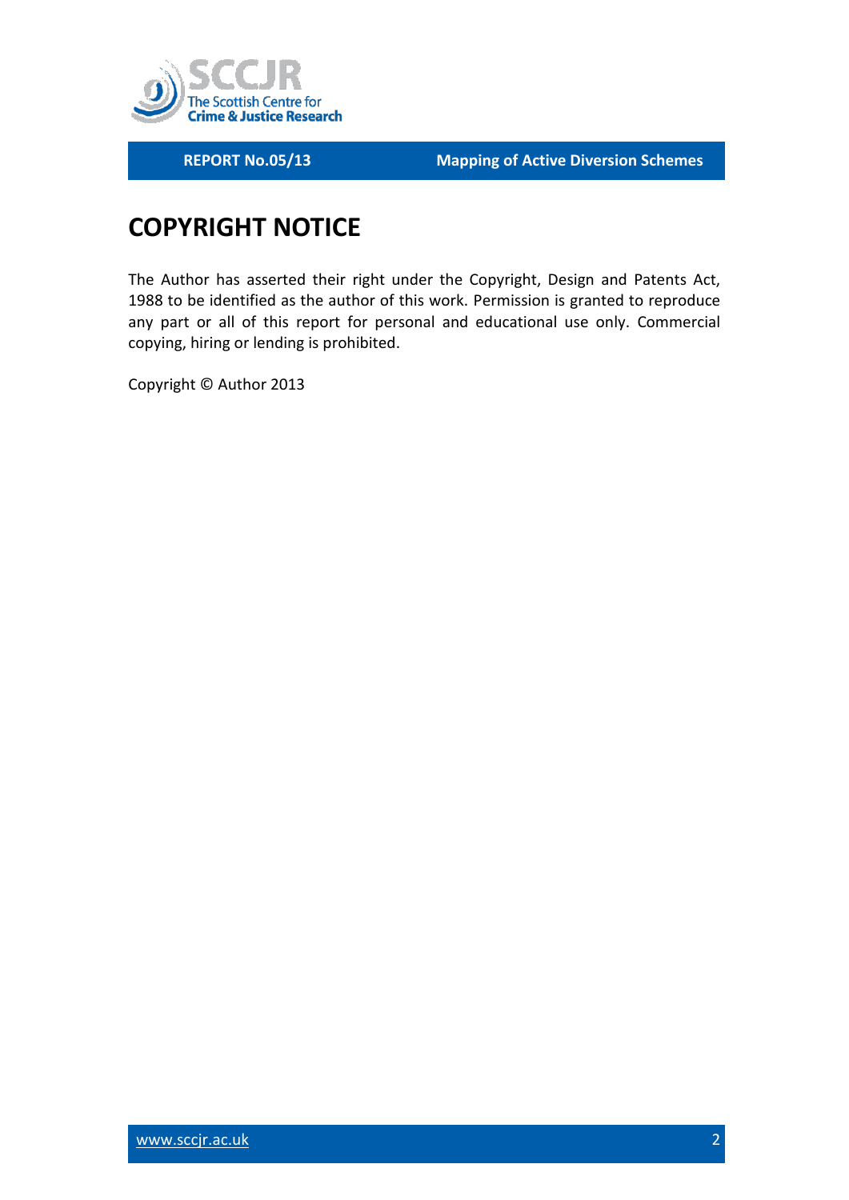# COPYRIGHT NOTICE

The Author has asserted their right under the Copyright, Design and Patents Act, 1988 to be identified as the author of this work. Permission is granted to reproduce any part or all of this report for personal and educational use only. Commercial copying, hiring or lending is prohibited.

Copyright © Author 2013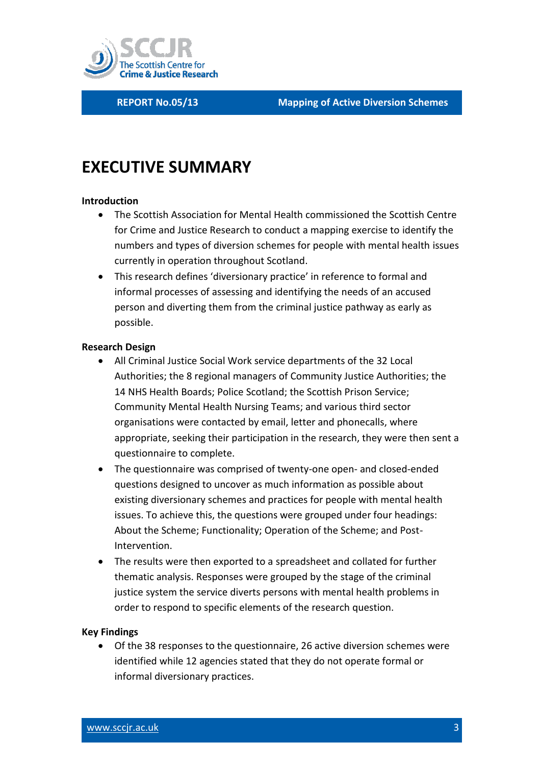# EXECUTIVE SUMMARY

**Introduction**

- The Scottish Association for Mental Health commissioned the Scottish Centre for Crime and Justice Research to conduct a mapping exercise to identify the numbers and types of diversion schemes for people with mental health issues currently in operation throughout Scotland.
- This research defines 'diversionary practice' in reference to formal and informal processes of assessing and identifying the needs of an accused person and diverting them from the criminal justice pathway as early as possible.

**Research Design**

- All Criminal Justice Social Work service departments of the 32 Local Authorities; the 8 regional managers of Community Justice Authorities; the 14 NHS Health Boards; Police Scotland; the Scottish Prison Service; Community Mental Health Nursing Teams; and various third sector organisations were contacted by email, letter and phonecalls, where appropriate, seeking their participation in the research, they were then sent a questionnaire to complete.
- The questionnaire was comprised of twenty-one open- and closed-ended questions designed to uncover as much information as possible about existing diversionary schemes and practices for people with mental health issues. To achieve this, the questions were grouped under four headings: About the Scheme; Functionality; Operation of the Scheme; and Post-Intervention.
- The results were then exported to a spreadsheet and collated for further thematic analysis. Responses were grouped by the stage of the criminal justice system the service diverts persons with mental health problems in order to respond to specific elements of the research question.

**Key Findings**

- Of the 38 responses to the questionnaire, 26 active diversion schemes were identified while 12 agencies stated that they do not operate formal or informal diversionary practices.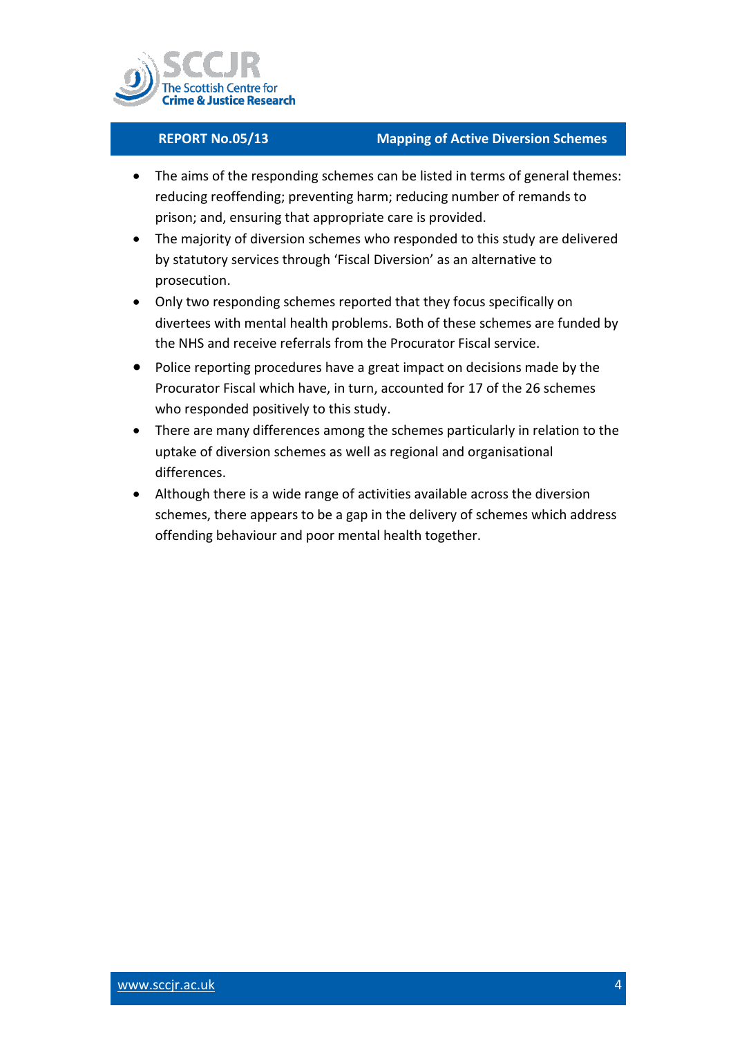- The aims of the responding schemes can be listed in terms of general themes: reducing reoffending; preventing harm; reducing number of remands to prison; and, ensuring that appropriate care is provided.
- The majority of diversion schemes who responded to this study are delivered by statutory services through 'Fiscal Diversion' as an alternative to prosecution.
- Only two responding schemes reported that they focus specifically on divertees with mental health problems. Both of these schemes are funded by the NHS and receive referrals from the Procurator Fiscal service.
- Police reporting procedures have a great impact on decisions made by the Procurator Fiscal which have, in turn, accounted for 17 of the 26 schemes who responded positively to this study.
- There are many differences among the schemes particularly in relation to the uptake of diversion schemes as well as regional and organisational differences.
- Although there is a wide range of activities available across the diversion schemes, there appears to be a gap in the delivery of schemes which address offending behaviour and poor mental health together.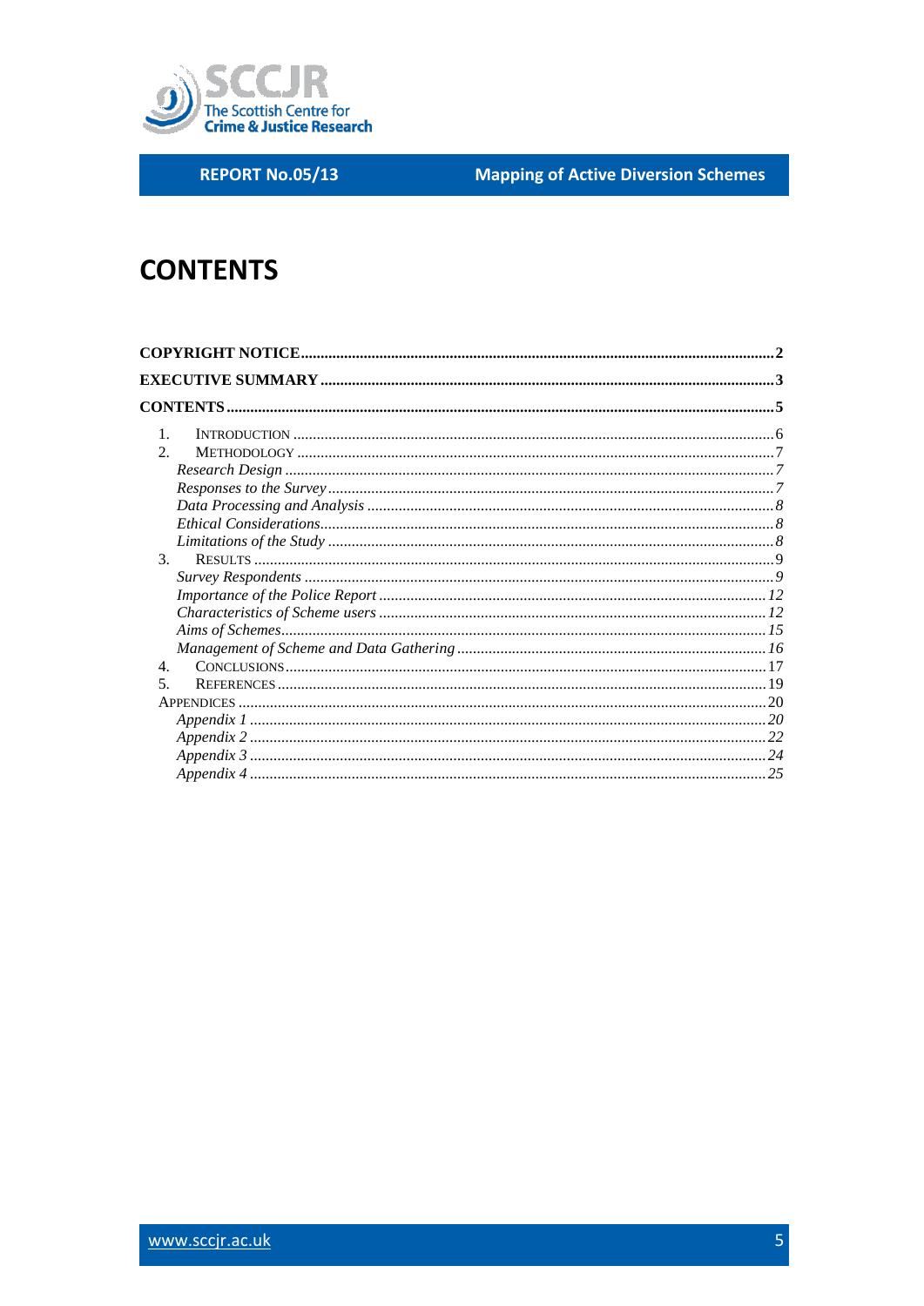# CONTENTS

**COPYRIGHT NOTICE** ............ **2**

**EXECUTIVE SUMMARY** ............ **3**

**CONTENTS** ............ **5**

1. INTRODUCTION ............ 6
2. METHODOLOGY ............ 7
   - *Research Design* ............ *7*
   - *Responses to the Survey* ............ *7*
   - *Data Processing and Analysis* ............ *8*
   - *Ethical Considerations* ............ *8*
   - *Limitations of the Study* ............ *8*
3. RESULTS ............ 9
   - *Survey Respondents* ............ *9*
   - *Importance of the Police Report* ............ *12*
   - *Characteristics of Scheme users* ............ *12*
   - *Aims of Schemes* ............ *15*
   - *Management of Scheme and Data Gathering* ............ *16*
4. CONCLUSIONS ............ 17
5. REFERENCES ............ 19

APPENDICES ............ 20
- *Appendix 1* ............ *20*
- *Appendix 2* ............ *22*
- *Appendix 3* ............ *24*
- *Appendix 4* ............ *25*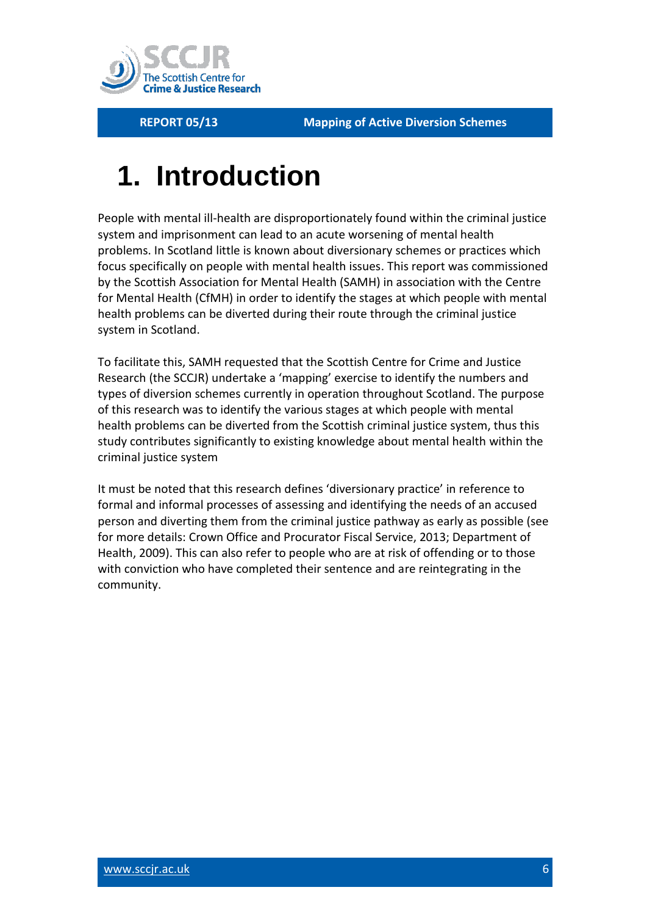# 1. Introduction

People with mental ill-health are disproportionately found within the criminal justice system and imprisonment can lead to an acute worsening of mental health problems. In Scotland little is known about diversionary schemes or practices which focus specifically on people with mental health issues. This report was commissioned by the Scottish Association for Mental Health (SAMH) in association with the Centre for Mental Health (CfMH) in order to identify the stages at which people with mental health problems can be diverted during their route through the criminal justice system in Scotland.

To facilitate this, SAMH requested that the Scottish Centre for Crime and Justice Research (the SCCJR) undertake a 'mapping' exercise to identify the numbers and types of diversion schemes currently in operation throughout Scotland. The purpose of this research was to identify the various stages at which people with mental health problems can be diverted from the Scottish criminal justice system, thus this study contributes significantly to existing knowledge about mental health within the criminal justice system

It must be noted that this research defines 'diversionary practice' in reference to formal and informal processes of assessing and identifying the needs of an accused person and diverting them from the criminal justice pathway as early as possible (see for more details: Crown Office and Procurator Fiscal Service, 2013; Department of Health, 2009). This can also refer to people who are at risk of offending or to those with conviction who have completed their sentence and are reintegrating in the community.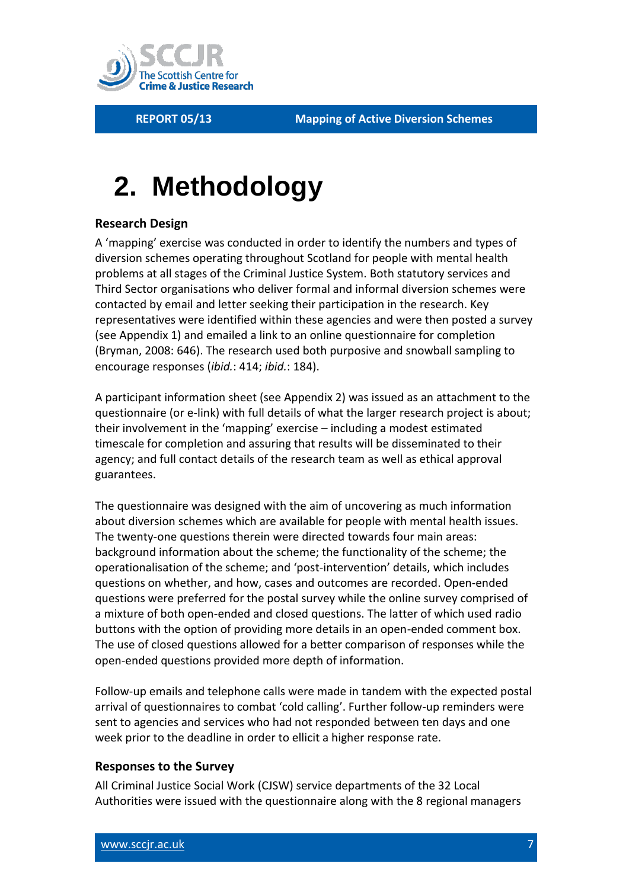# 2. Methodology

### Research Design

A 'mapping' exercise was conducted in order to identify the numbers and types of diversion schemes operating throughout Scotland for people with mental health problems at all stages of the Criminal Justice System. Both statutory services and Third Sector organisations who deliver formal and informal diversion schemes were contacted by email and letter seeking their participation in the research. Key representatives were identified within these agencies and were then posted a survey (see Appendix 1) and emailed a link to an online questionnaire for completion (Bryman, 2008: 646). The research used both purposive and snowball sampling to encourage responses (*ibid.*: 414; *ibid.*: 184).

A participant information sheet (see Appendix 2) was issued as an attachment to the questionnaire (or e-link) with full details of what the larger research project is about; their involvement in the 'mapping' exercise – including a modest estimated timescale for completion and assuring that results will be disseminated to their agency; and full contact details of the research team as well as ethical approval guarantees.

The questionnaire was designed with the aim of uncovering as much information about diversion schemes which are available for people with mental health issues. The twenty-one questions therein were directed towards four main areas: background information about the scheme; the functionality of the scheme; the operationalisation of the scheme; and 'post-intervention' details, which includes questions on whether, and how, cases and outcomes are recorded. Open-ended questions were preferred for the postal survey while the online survey comprised of a mixture of both open-ended and closed questions. The latter of which used radio buttons with the option of providing more details in an open-ended comment box. The use of closed questions allowed for a better comparison of responses while the open-ended questions provided more depth of information.

Follow-up emails and telephone calls were made in tandem with the expected postal arrival of questionnaires to combat 'cold calling'. Further follow-up reminders were sent to agencies and services who had not responded between ten days and one week prior to the deadline in order to ellicit a higher response rate.

### Responses to the Survey

All Criminal Justice Social Work (CJSW) service departments of the 32 Local Authorities were issued with the questionnaire along with the 8 regional managers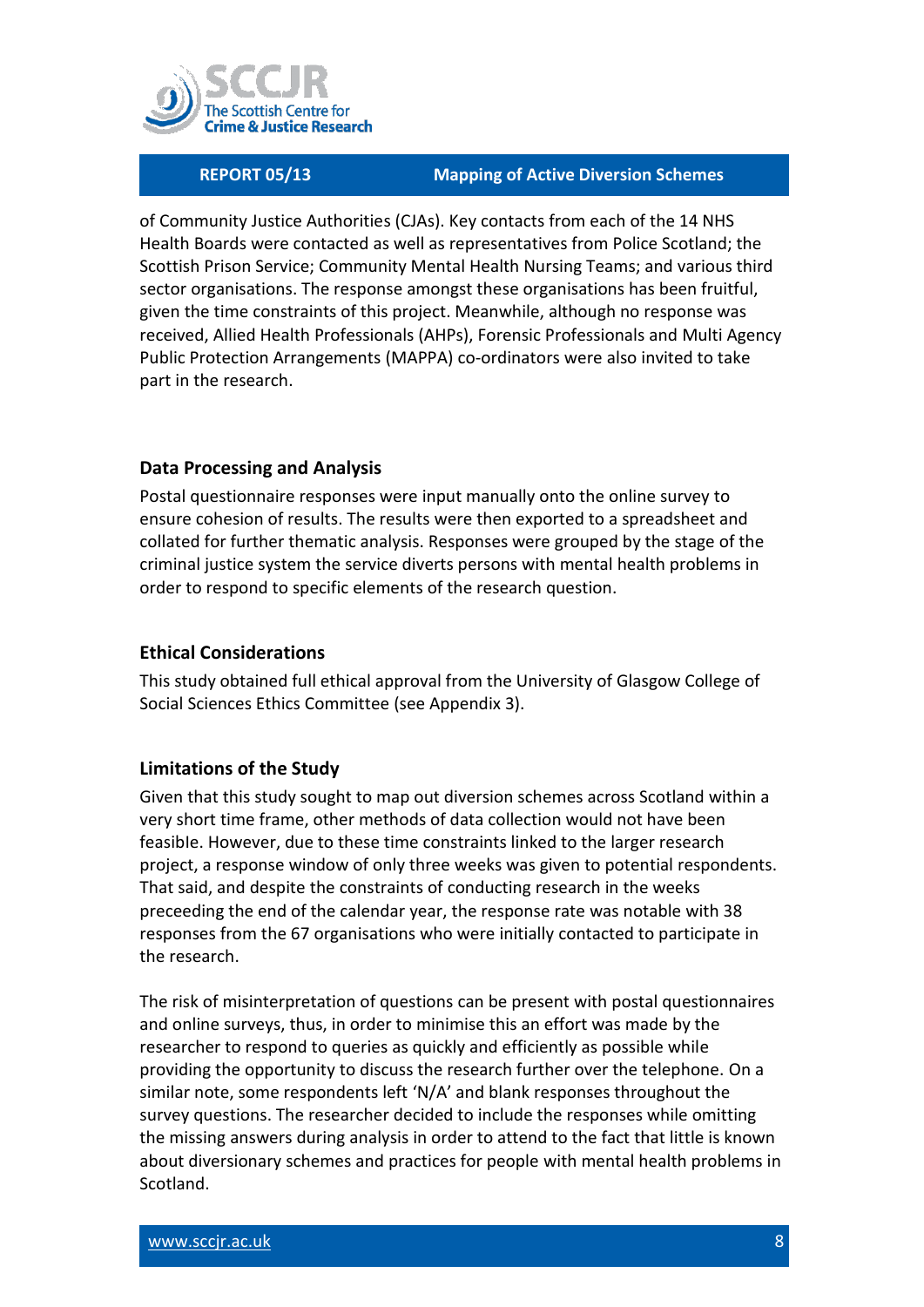of Community Justice Authorities (CJAs). Key contacts from each of the 14 NHS Health Boards were contacted as well as representatives from Police Scotland; the Scottish Prison Service; Community Mental Health Nursing Teams; and various third sector organisations. The response amongst these organisations has been fruitful, given the time constraints of this project. Meanwhile, although no response was received, Allied Health Professionals (AHPs), Forensic Professionals and Multi Agency Public Protection Arrangements (MAPPA) co-ordinators were also invited to take part in the research.

### Data Processing and Analysis

Postal questionnaire responses were input manually onto the online survey to ensure cohesion of results. The results were then exported to a spreadsheet and collated for further thematic analysis. Responses were grouped by the stage of the criminal justice system the service diverts persons with mental health problems in order to respond to specific elements of the research question.

### Ethical Considerations

This study obtained full ethical approval from the University of Glasgow College of Social Sciences Ethics Committee (see Appendix 3).

### Limitations of the Study

Given that this study sought to map out diversion schemes across Scotland within a very short time frame, other methods of data collection would not have been feasible. However, due to these time constraints linked to the larger research project, a response window of only three weeks was given to potential respondents. That said, and despite the constraints of conducting research in the weeks preceeding the end of the calendar year, the response rate was notable with 38 responses from the 67 organisations who were initially contacted to participate in the research.

The risk of misinterpretation of questions can be present with postal questionnaires and online surveys, thus, in order to minimise this an effort was made by the researcher to respond to queries as quickly and efficiently as possible while providing the opportunity to discuss the research further over the telephone. On a similar note, some respondents left 'N/A' and blank responses throughout the survey questions. The researcher decided to include the responses while omitting the missing answers during analysis in order to attend to the fact that little is known about diversionary schemes and practices for people with mental health problems in Scotland.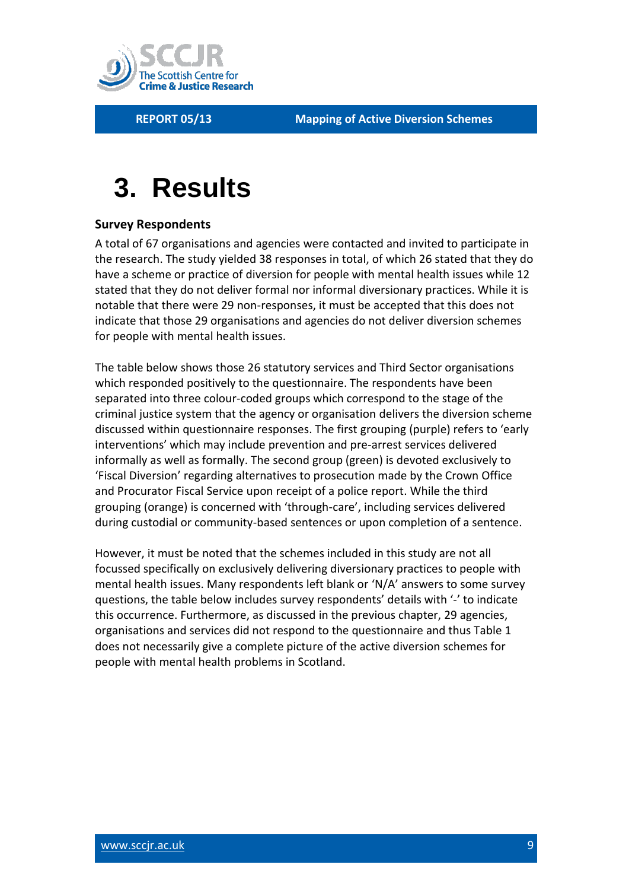# 3. Results

## Survey Respondents

A total of 67 organisations and agencies were contacted and invited to participate in the research. The study yielded 38 responses in total, of which 26 stated that they do have a scheme or practice of diversion for people with mental health issues while 12 stated that they do not deliver formal nor informal diversionary practices. While it is notable that there were 29 non-responses, it must be accepted that this does not indicate that those 29 organisations and agencies do not deliver diversion schemes for people with mental health issues.

The table below shows those 26 statutory services and Third Sector organisations which responded positively to the questionnaire. The respondents have been separated into three colour-coded groups which correspond to the stage of the criminal justice system that the agency or organisation delivers the diversion scheme discussed within questionnaire responses. The first grouping (purple) refers to 'early interventions' which may include prevention and pre-arrest services delivered informally as well as formally. The second group (green) is devoted exclusively to 'Fiscal Diversion' regarding alternatives to prosecution made by the Crown Office and Procurator Fiscal Service upon receipt of a police report. While the third grouping (orange) is concerned with 'through-care', including services delivered during custodial or community-based sentences or upon completion of a sentence.

However, it must be noted that the schemes included in this study are not all focussed specifically on exclusively delivering diversionary practices to people with mental health issues. Many respondents left blank or 'N/A' answers to some survey questions, the table below includes survey respondents' details with '-' to indicate this occurrence. Furthermore, as discussed in the previous chapter, 29 agencies, organisations and services did not respond to the questionnaire and thus Table 1 does not necessarily give a complete picture of the active diversion schemes for people with mental health problems in Scotland.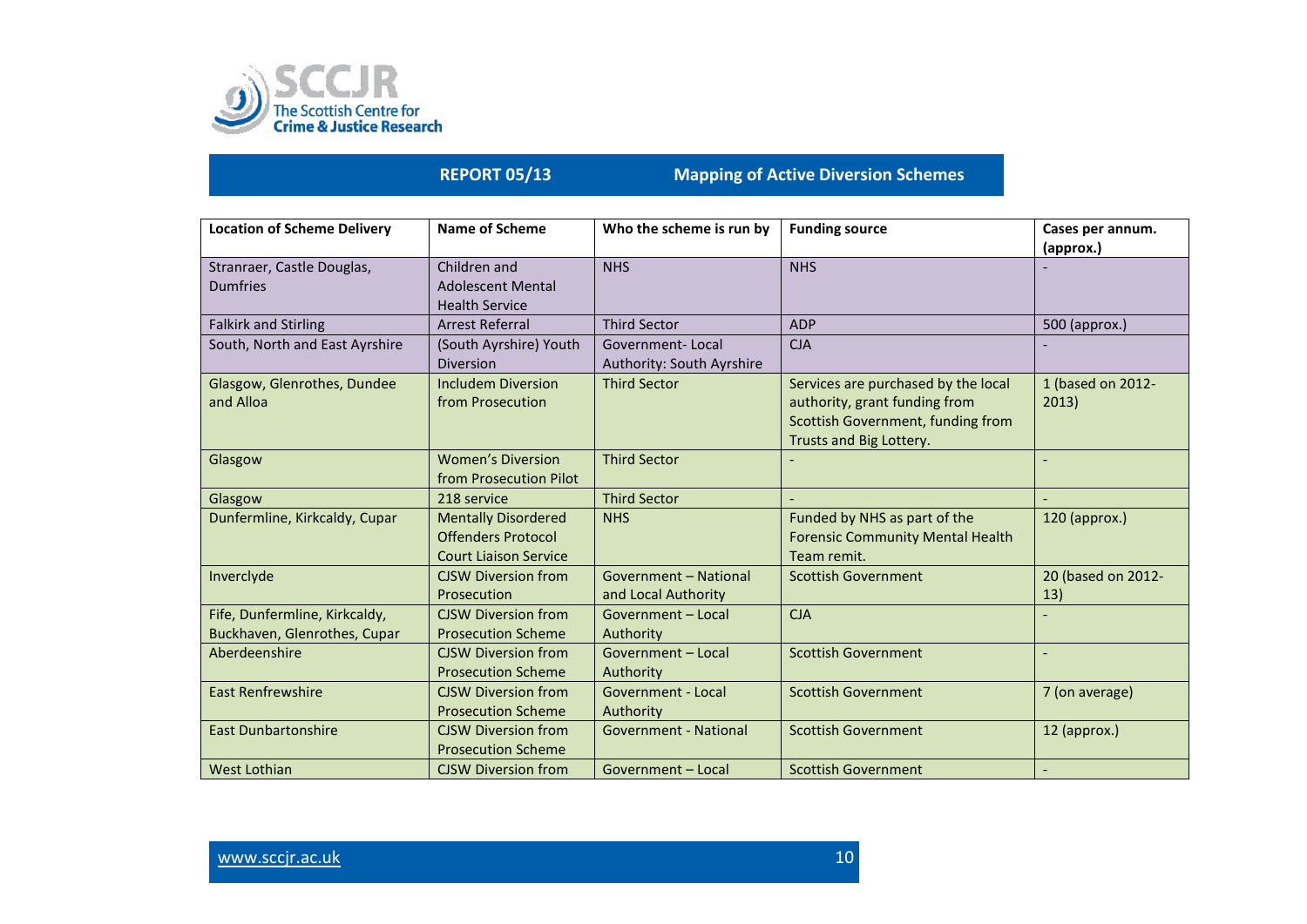| Location of Scheme Delivery | Name of Scheme | Who the scheme is run by | Funding source | Cases per annum. (approx.) |
|---|---|---|---|---|
| Stranraer, Castle Douglas, Dumfries | Children and Adolescent Mental Health Service | NHS | NHS | - |
| Falkirk and Stirling | Arrest Referral | Third Sector | ADP | 500 (approx.) |
| South, North and East Ayrshire | (South Ayrshire) Youth Diversion | Government- Local Authority: South Ayrshire | CJA | - |
| Glasgow, Glenrothes, Dundee and Alloa | Includem Diversion from Prosecution | Third Sector | Services are purchased by the local authority, grant funding from Scottish Government, funding from Trusts and Big Lottery. | 1 (based on 2012-2013) |
| Glasgow | Women's Diversion from Prosecution Pilot | Third Sector | - | - |
| Glasgow | 218 service | Third Sector | - | - |
| Dunfermline, Kirkcaldy, Cupar | Mentally Disordered Offenders Protocol Court Liaison Service | NHS | Funded by NHS as part of the Forensic Community Mental Health Team remit. | 120 (approx.) |
| Inverclyde | CJSW Diversion from Prosecution | Government – National and Local Authority | Scottish Government | 20 (based on 2012-13) |
| Fife, Dunfermline, Kirkcaldy, Buckhaven, Glenrothes, Cupar | CJSW Diversion from Prosecution Scheme | Government – Local Authority | CJA | - |
| Aberdeenshire | CJSW Diversion from Prosecution Scheme | Government – Local Authority | Scottish Government | - |
| East Renfrewshire | CJSW Diversion from Prosecution Scheme | Government - Local Authority | Scottish Government | 7 (on average) |
| East Dunbartonshire | CJSW Diversion from Prosecution Scheme | Government - National | Scottish Government | 12 (approx.) |
| West Lothian | CJSW Diversion from | Government – Local | Scottish Government | - |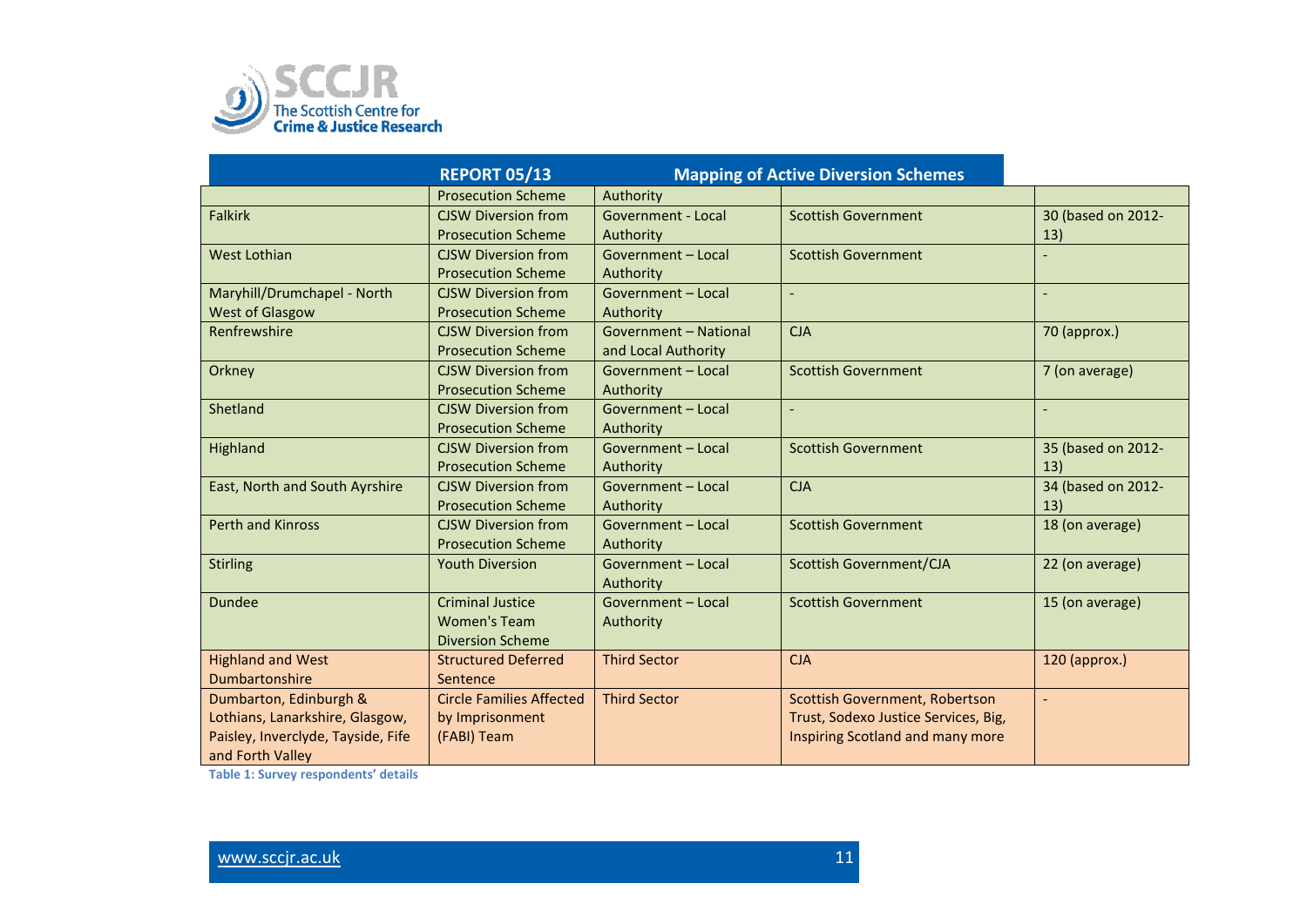| | | | | |
|---|---|---|---|---|
| | Prosecution Scheme | Authority | | |
| Falkirk | CJSW Diversion from Prosecution Scheme | Government - Local Authority | Scottish Government | 30 (based on 2012-13) |
| West Lothian | CJSW Diversion from Prosecution Scheme | Government – Local Authority | Scottish Government | - |
| Maryhill/Drumchapel - North West of Glasgow | CJSW Diversion from Prosecution Scheme | Government – Local Authority | - | - |
| Renfrewshire | CJSW Diversion from Prosecution Scheme | Government – National and Local Authority | CJA | 70 (approx.) |
| Orkney | CJSW Diversion from Prosecution Scheme | Government – Local Authority | Scottish Government | 7 (on average) |
| Shetland | CJSW Diversion from Prosecution Scheme | Government – Local Authority | - | - |
| Highland | CJSW Diversion from Prosecution Scheme | Government – Local Authority | Scottish Government | 35 (based on 2012-13) |
| East, North and South Ayrshire | CJSW Diversion from Prosecution Scheme | Government – Local Authority | CJA | 34 (based on 2012-13) |
| Perth and Kinross | CJSW Diversion from Prosecution Scheme | Government – Local Authority | Scottish Government | 18 (on average) |
| Stirling | Youth Diversion | Government – Local Authority | Scottish Government/CJA | 22 (on average) |
| Dundee | Criminal Justice Women's Team Diversion Scheme | Government – Local Authority | Scottish Government | 15 (on average) |
| Highland and West Dumbartonshire | Structured Deferred Sentence | Third Sector | CJA | 120 (approx.) |
| Dumbarton, Edinburgh & Lothians, Lanarkshire, Glasgow, Paisley, Inverclyde, Tayside, Fife and Forth Valley | Circle Families Affected by Imprisonment (FABI) Team | Third Sector | Scottish Government, Robertson Trust, Sodexo Justice Services, Big, Inspiring Scotland and many more | - |

**Table 1: Survey respondents' details**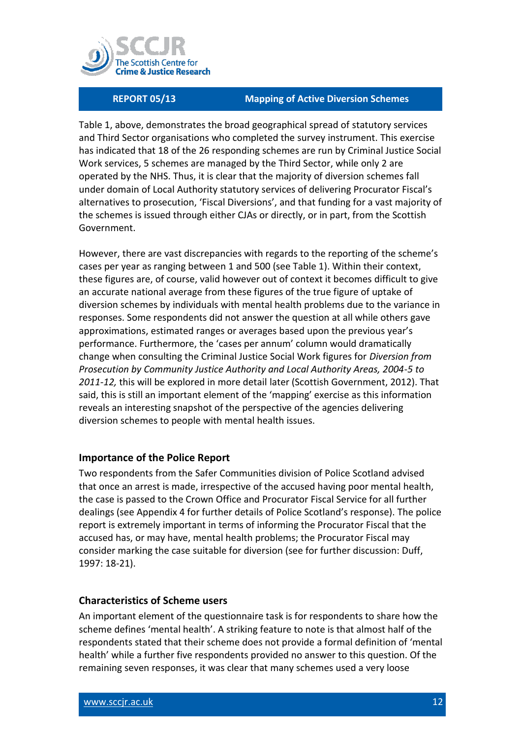Table 1, above, demonstrates the broad geographical spread of statutory services and Third Sector organisations who completed the survey instrument. This exercise has indicated that 18 of the 26 responding schemes are run by Criminal Justice Social Work services, 5 schemes are managed by the Third Sector, while only 2 are operated by the NHS. Thus, it is clear that the majority of diversion schemes fall under domain of Local Authority statutory services of delivering Procurator Fiscal's alternatives to prosecution, 'Fiscal Diversions', and that funding for a vast majority of the schemes is issued through either CJAs or directly, or in part, from the Scottish Government.

However, there are vast discrepancies with regards to the reporting of the scheme's cases per year as ranging between 1 and 500 (see Table 1). Within their context, these figures are, of course, valid however out of context it becomes difficult to give an accurate national average from these figures of the true figure of uptake of diversion schemes by individuals with mental health problems due to the variance in responses. Some respondents did not answer the question at all while others gave approximations, estimated ranges or averages based upon the previous year's performance. Furthermore, the 'cases per annum' column would dramatically change when consulting the Criminal Justice Social Work figures for *Diversion from Prosecution by Community Justice Authority and Local Authority Areas, 2004-5 to 2011-12,* this will be explored in more detail later (Scottish Government, 2012). That said, this is still an important element of the 'mapping' exercise as this information reveals an interesting snapshot of the perspective of the agencies delivering diversion schemes to people with mental health issues.

### Importance of the Police Report

Two respondents from the Safer Communities division of Police Scotland advised that once an arrest is made, irrespective of the accused having poor mental health, the case is passed to the Crown Office and Procurator Fiscal Service for all further dealings (see Appendix 4 for further details of Police Scotland's response). The police report is extremely important in terms of informing the Procurator Fiscal that the accused has, or may have, mental health problems; the Procurator Fiscal may consider marking the case suitable for diversion (see for further discussion: Duff, 1997: 18-21).

### Characteristics of Scheme users

An important element of the questionnaire task is for respondents to share how the scheme defines 'mental health'. A striking feature to note is that almost half of the respondents stated that their scheme does not provide a formal definition of 'mental health' while a further five respondents provided no answer to this question. Of the remaining seven responses, it was clear that many schemes used a very loose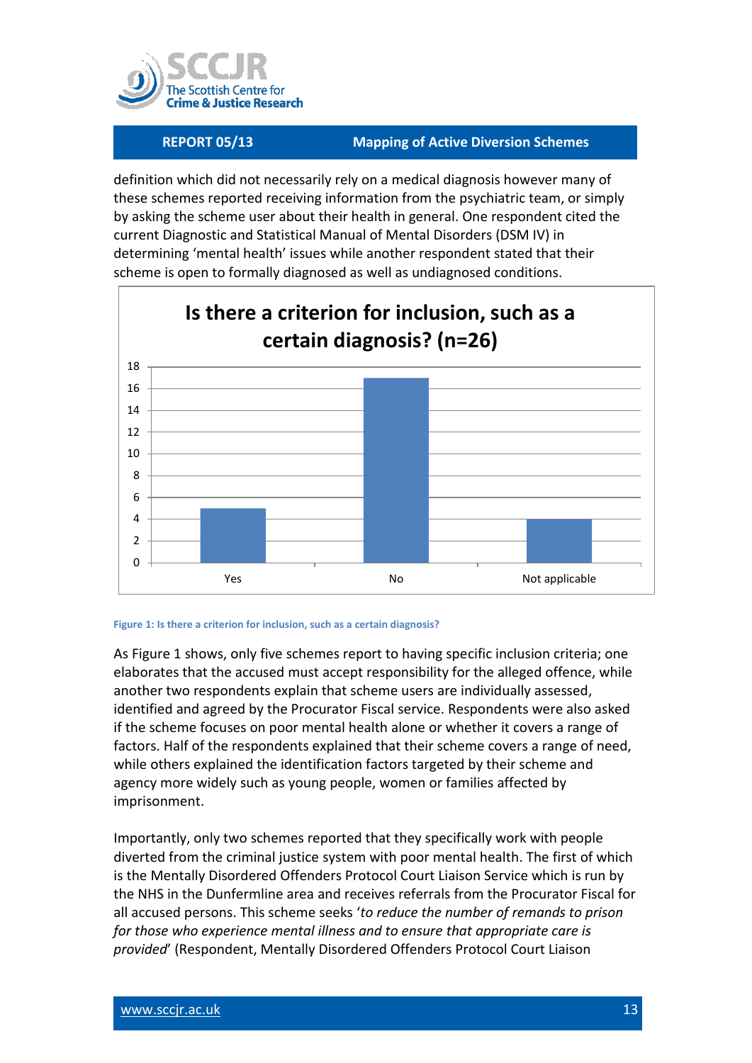definition which did not necessarily rely on a medical diagnosis however many of these schemes reported receiving information from the psychiatric team, or simply by asking the scheme user about their health in general. One respondent cited the current Diagnostic and Statistical Manual of Mental Disorders (DSM IV) in determining 'mental health' issues while another respondent stated that their scheme is open to formally diagnosed as well as undiagnosed conditions.

**Is there a criterion for inclusion, such as a certain diagnosis? (n=26)**

| Response | Count |
|---|---|
| Yes | 5 |
| No | 17 |
| Not applicable | 4 |

Figure 1: Is there a criterion for inclusion, such as a certain diagnosis?

As Figure 1 shows, only five schemes report to having specific inclusion criteria; one elaborates that the accused must accept responsibility for the alleged offence, while another two respondents explain that scheme users are individually assessed, identified and agreed by the Procurator Fiscal service. Respondents were also asked if the scheme focuses on poor mental health alone or whether it covers a range of factors. Half of the respondents explained that their scheme covers a range of need, while others explained the identification factors targeted by their scheme and agency more widely such as young people, women or families affected by imprisonment.

Importantly, only two schemes reported that they specifically work with people diverted from the criminal justice system with poor mental health. The first of which is the Mentally Disordered Offenders Protocol Court Liaison Service which is run by the NHS in the Dunfermline area and receives referrals from the Procurator Fiscal for all accused persons. This scheme seeks '*to reduce the number of remands to prison for those who experience mental illness and to ensure that appropriate care is provided*' (Respondent, Mentally Disordered Offenders Protocol Court Liaison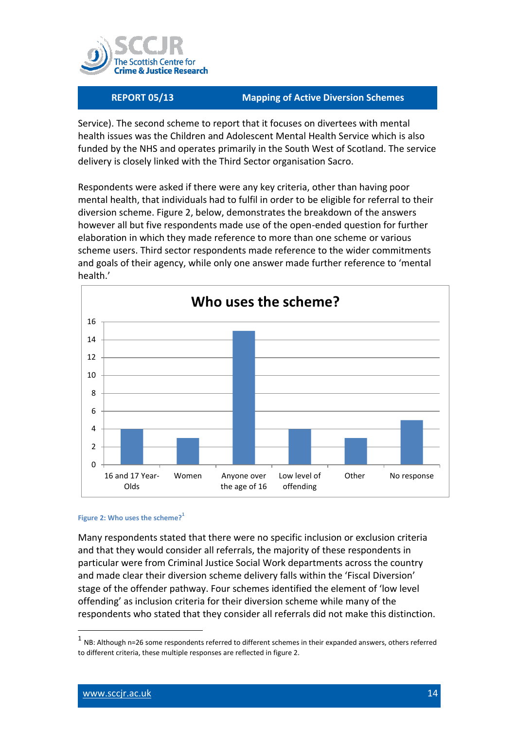Service). The second scheme to report that it focuses on divertees with mental health issues was the Children and Adolescent Mental Health Service which is also funded by the NHS and operates primarily in the South West of Scotland. The service delivery is closely linked with the Third Sector organisation Sacro.

Respondents were asked if there were any key criteria, other than having poor mental health, that individuals had to fulfil in order to be eligible for referral to their diversion scheme. Figure 2, below, demonstrates the breakdown of the answers however all but five respondents made use of the open-ended question for further elaboration in which they made reference to more than one scheme or various scheme users. Third sector respondents made reference to the wider commitments and goals of their agency, while only one answer made further reference to 'mental health.'

**Who uses the scheme?**

| Category | Count |
|---|---|
| 16 and 17 Year-Olds | 4 |
| Women | 3 |
| Anyone over the age of 16 | 15 |
| Low level of offending | 4 |
| Other | 3 |
| No response | 5 |

Figure 2: Who uses the scheme?[1]

Many respondents stated that there were no specific inclusion or exclusion criteria and that they would consider all referrals, the majority of these respondents in particular were from Criminal Justice Social Work departments across the country and made clear their diversion scheme delivery falls within the 'Fiscal Diversion' stage of the offender pathway. Four schemes identified the element of 'low level offending' as inclusion criteria for their diversion scheme while many of the respondents who stated that they consider all referrals did not make this distinction.

[1] NB: Although n=26 some respondents referred to different schemes in their expanded answers, others referred to different criteria, these multiple responses are reflected in figure 2.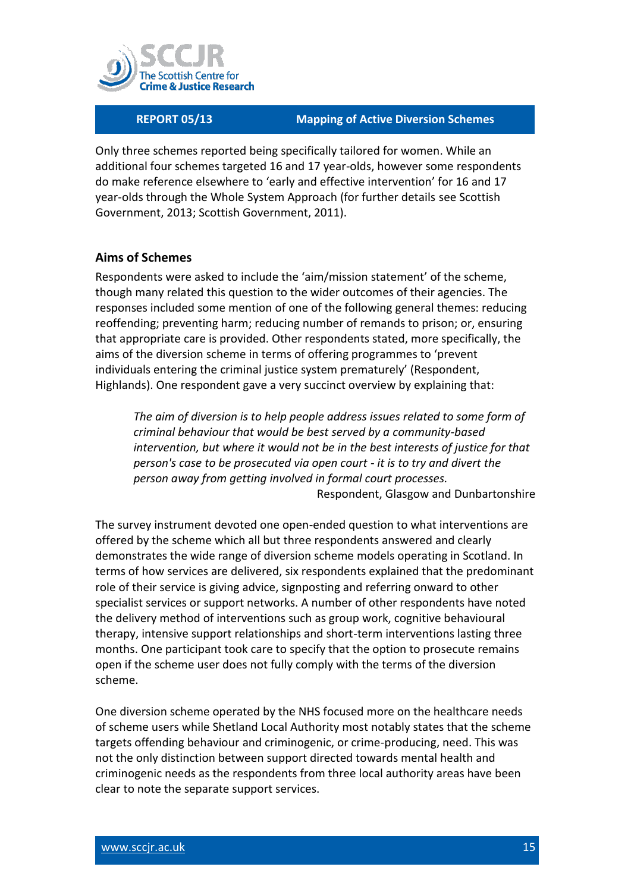Only three schemes reported being specifically tailored for women. While an additional four schemes targeted 16 and 17 year-olds, however some respondents do make reference elsewhere to 'early and effective intervention' for 16 and 17 year-olds through the Whole System Approach (for further details see Scottish Government, 2013; Scottish Government, 2011).

## Aims of Schemes

Respondents were asked to include the 'aim/mission statement' of the scheme, though many related this question to the wider outcomes of their agencies. The responses included some mention of one of the following general themes: reducing reoffending; preventing harm; reducing number of remands to prison; or, ensuring that appropriate care is provided. Other respondents stated, more specifically, the aims of the diversion scheme in terms of offering programmes to 'prevent individuals entering the criminal justice system prematurely' (Respondent, Highlands). One respondent gave a very succinct overview by explaining that:

> *The aim of diversion is to help people address issues related to some form of criminal behaviour that would be best served by a community-based intervention, but where it would not be in the best interests of justice for that person's case to be prosecuted via open court - it is to try and divert the person away from getting involved in formal court processes.*
>
> Respondent, Glasgow and Dunbartonshire

The survey instrument devoted one open-ended question to what interventions are offered by the scheme which all but three respondents answered and clearly demonstrates the wide range of diversion scheme models operating in Scotland. In terms of how services are delivered, six respondents explained that the predominant role of their service is giving advice, signposting and referring onward to other specialist services or support networks. A number of other respondents have noted the delivery method of interventions such as group work, cognitive behavioural therapy, intensive support relationships and short-term interventions lasting three months. One participant took care to specify that the option to prosecute remains open if the scheme user does not fully comply with the terms of the diversion scheme.

One diversion scheme operated by the NHS focused more on the healthcare needs of scheme users while Shetland Local Authority most notably states that the scheme targets offending behaviour and criminogenic, or crime-producing, need. This was not the only distinction between support directed towards mental health and criminogenic needs as the respondents from three local authority areas have been clear to note the separate support services.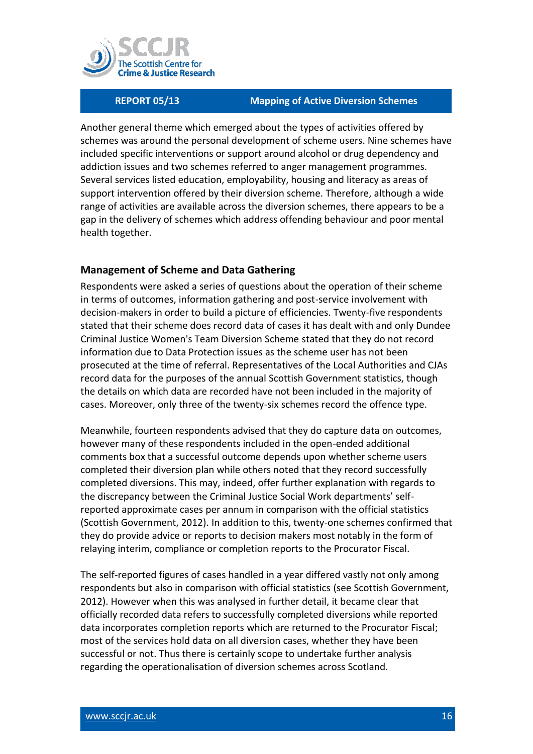Another general theme which emerged about the types of activities offered by schemes was around the personal development of scheme users. Nine schemes have included specific interventions or support around alcohol or drug dependency and addiction issues and two schemes referred to anger management programmes. Several services listed education, employability, housing and literacy as areas of support intervention offered by their diversion scheme. Therefore, although a wide range of activities are available across the diversion schemes, there appears to be a gap in the delivery of schemes which address offending behaviour and poor mental health together.

### Management of Scheme and Data Gathering

Respondents were asked a series of questions about the operation of their scheme in terms of outcomes, information gathering and post-service involvement with decision-makers in order to build a picture of efficiencies. Twenty-five respondents stated that their scheme does record data of cases it has dealt with and only Dundee Criminal Justice Women's Team Diversion Scheme stated that they do not record information due to Data Protection issues as the scheme user has not been prosecuted at the time of referral. Representatives of the Local Authorities and CJAs record data for the purposes of the annual Scottish Government statistics, though the details on which data are recorded have not been included in the majority of cases. Moreover, only three of the twenty-six schemes record the offence type.

Meanwhile, fourteen respondents advised that they do capture data on outcomes, however many of these respondents included in the open-ended additional comments box that a successful outcome depends upon whether scheme users completed their diversion plan while others noted that they record successfully completed diversions. This may, indeed, offer further explanation with regards to the discrepancy between the Criminal Justice Social Work departments' self-reported approximate cases per annum in comparison with the official statistics (Scottish Government, 2012). In addition to this, twenty-one schemes confirmed that they do provide advice or reports to decision makers most notably in the form of relaying interim, compliance or completion reports to the Procurator Fiscal.

The self-reported figures of cases handled in a year differed vastly not only among respondents but also in comparison with official statistics (see Scottish Government, 2012). However when this was analysed in further detail, it became clear that officially recorded data refers to successfully completed diversions while reported data incorporates completion reports which are returned to the Procurator Fiscal; most of the services hold data on all diversion cases, whether they have been successful or not. Thus there is certainly scope to undertake further analysis regarding the operationalisation of diversion schemes across Scotland.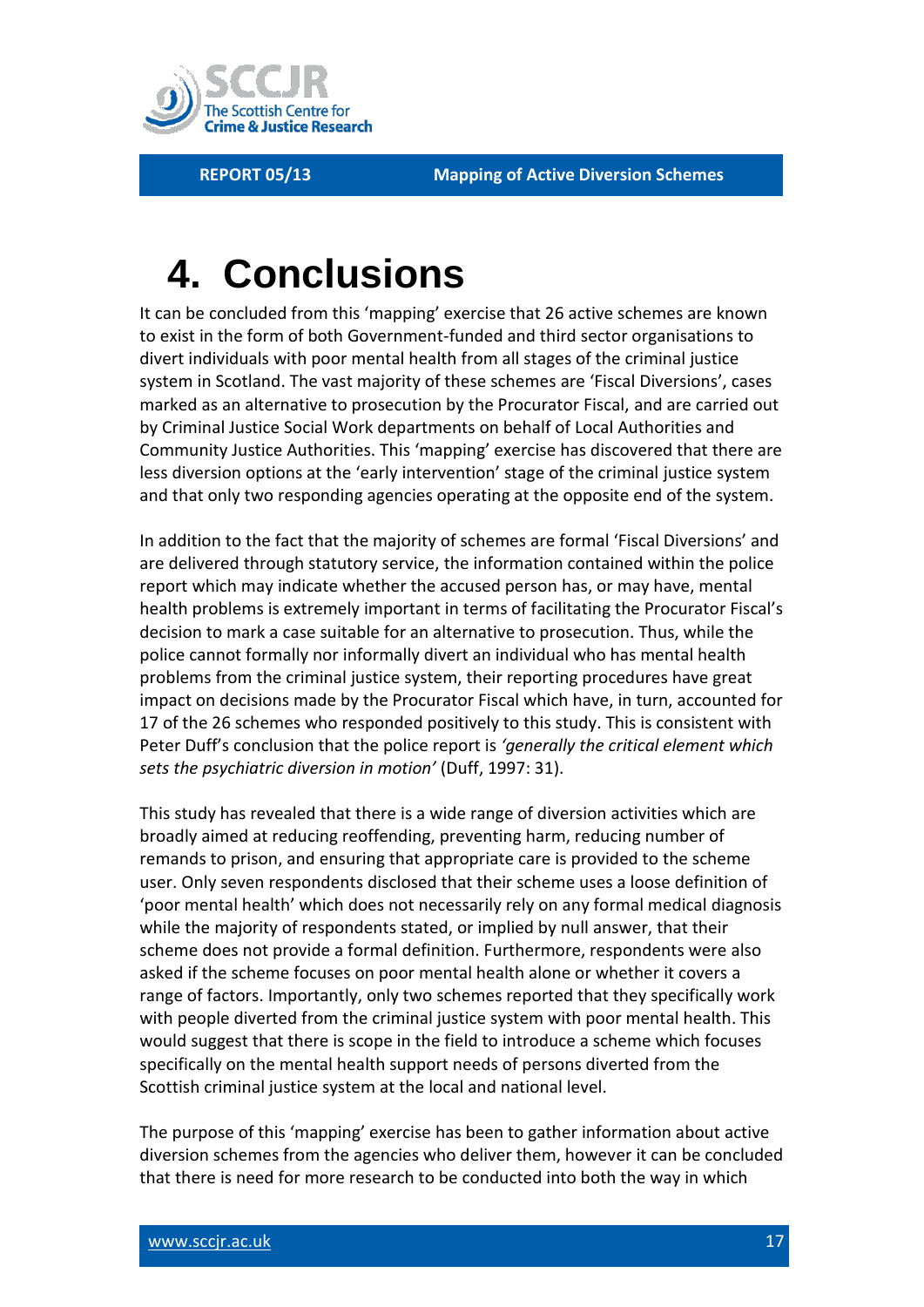# 4. Conclusions

It can be concluded from this 'mapping' exercise that 26 active schemes are known to exist in the form of both Government-funded and third sector organisations to divert individuals with poor mental health from all stages of the criminal justice system in Scotland. The vast majority of these schemes are 'Fiscal Diversions', cases marked as an alternative to prosecution by the Procurator Fiscal, and are carried out by Criminal Justice Social Work departments on behalf of Local Authorities and Community Justice Authorities. This 'mapping' exercise has discovered that there are less diversion options at the 'early intervention' stage of the criminal justice system and that only two responding agencies operating at the opposite end of the system.

In addition to the fact that the majority of schemes are formal 'Fiscal Diversions' and are delivered through statutory service, the information contained within the police report which may indicate whether the accused person has, or may have, mental health problems is extremely important in terms of facilitating the Procurator Fiscal's decision to mark a case suitable for an alternative to prosecution. Thus, while the police cannot formally nor informally divert an individual who has mental health problems from the criminal justice system, their reporting procedures have great impact on decisions made by the Procurator Fiscal which have, in turn, accounted for 17 of the 26 schemes who responded positively to this study. This is consistent with Peter Duff's conclusion that the police report is *'generally the critical element which sets the psychiatric diversion in motion'* (Duff, 1997: 31).

This study has revealed that there is a wide range of diversion activities which are broadly aimed at reducing reoffending, preventing harm, reducing number of remands to prison, and ensuring that appropriate care is provided to the scheme user. Only seven respondents disclosed that their scheme uses a loose definition of 'poor mental health' which does not necessarily rely on any formal medical diagnosis while the majority of respondents stated, or implied by null answer, that their scheme does not provide a formal definition. Furthermore, respondents were also asked if the scheme focuses on poor mental health alone or whether it covers a range of factors. Importantly, only two schemes reported that they specifically work with people diverted from the criminal justice system with poor mental health. This would suggest that there is scope in the field to introduce a scheme which focuses specifically on the mental health support needs of persons diverted from the Scottish criminal justice system at the local and national level.

The purpose of this 'mapping' exercise has been to gather information about active diversion schemes from the agencies who deliver them, however it can be concluded that there is need for more research to be conducted into both the way in which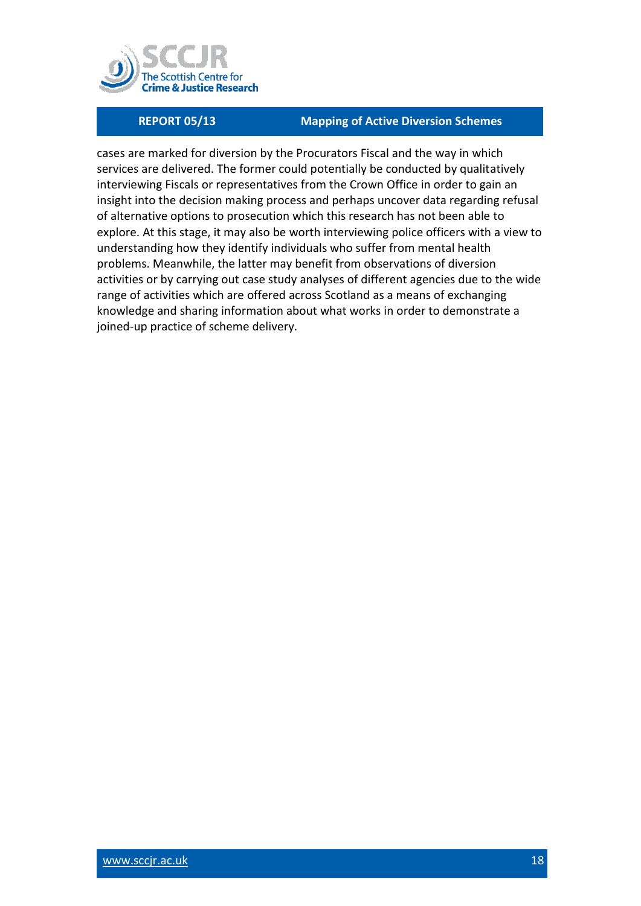cases are marked for diversion by the Procurators Fiscal and the way in which services are delivered. The former could potentially be conducted by qualitatively interviewing Fiscals or representatives from the Crown Office in order to gain an insight into the decision making process and perhaps uncover data regarding refusal of alternative options to prosecution which this research has not been able to explore. At this stage, it may also be worth interviewing police officers with a view to understanding how they identify individuals who suffer from mental health problems. Meanwhile, the latter may benefit from observations of diversion activities or by carrying out case study analyses of different agencies due to the wide range of activities which are offered across Scotland as a means of exchanging knowledge and sharing information about what works in order to demonstrate a joined-up practice of scheme delivery.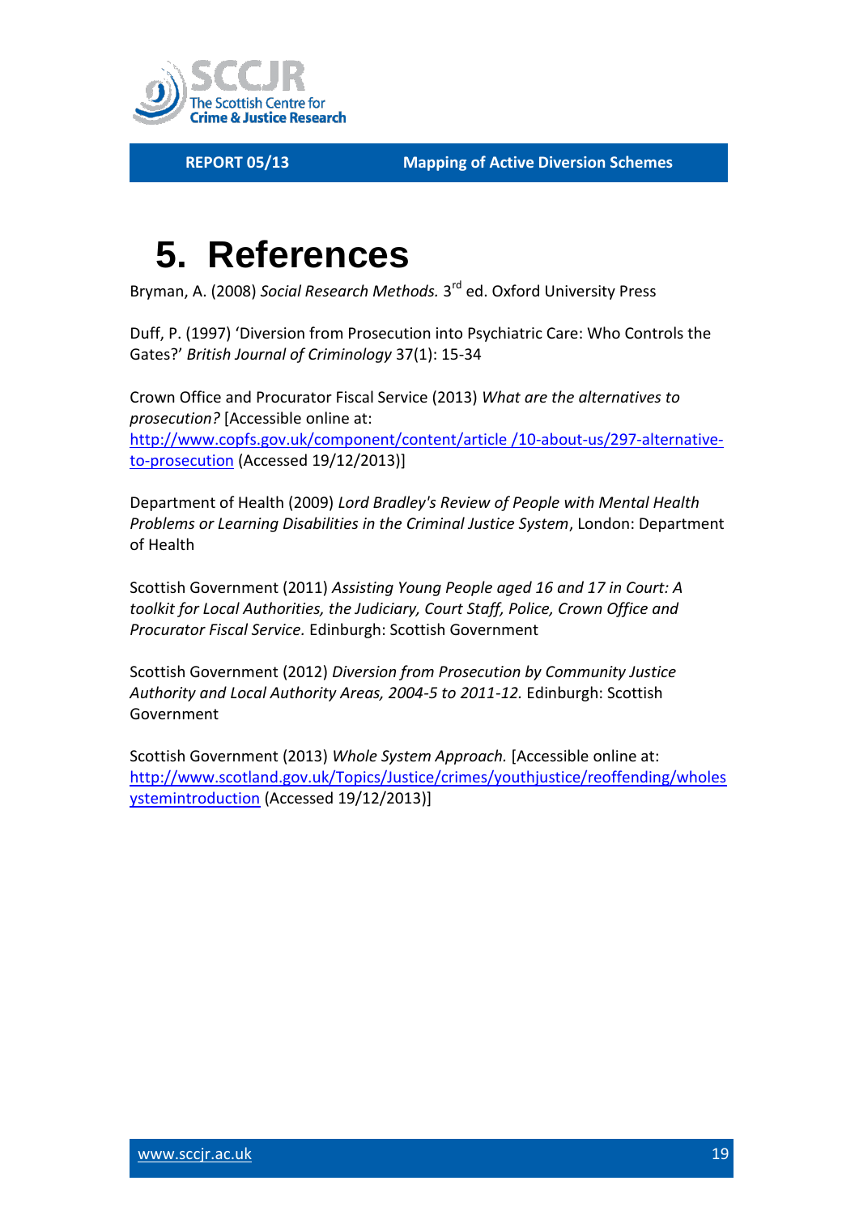# 5. References

Bryman, A. (2008) *Social Research Methods.* 3rd ed. Oxford University Press

Duff, P. (1997) 'Diversion from Prosecution into Psychiatric Care: Who Controls the Gates?' *British Journal of Criminology* 37(1): 15-34

Crown Office and Procurator Fiscal Service (2013) *What are the alternatives to prosecution?* [Accessible online at: http://www.copfs.gov.uk/component/content/article /10-about-us/297-alternative-to-prosecution (Accessed 19/12/2013)]

Department of Health (2009) *Lord Bradley's Review of People with Mental Health Problems or Learning Disabilities in the Criminal Justice System*, London: Department of Health

Scottish Government (2011) *Assisting Young People aged 16 and 17 in Court: A toolkit for Local Authorities, the Judiciary, Court Staff, Police, Crown Office and Procurator Fiscal Service.* Edinburgh: Scottish Government

Scottish Government (2012) *Diversion from Prosecution by Community Justice Authority and Local Authority Areas, 2004-5 to 2011-12.* Edinburgh: Scottish Government

Scottish Government (2013) *Whole System Approach.* [Accessible online at: http://www.scotland.gov.uk/Topics/Justice/crimes/youthjustice/reoffending/wholesystemintroduction (Accessed 19/12/2013)]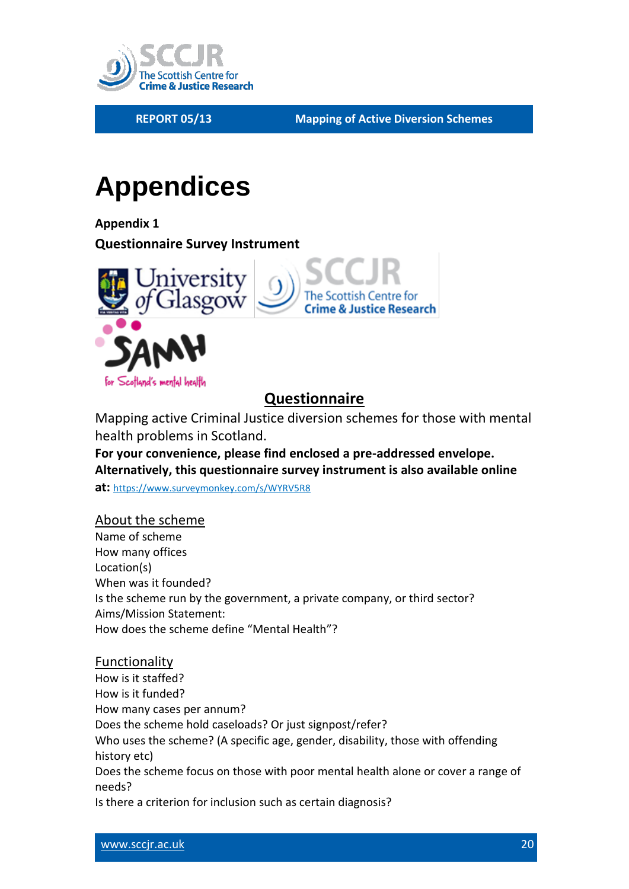# Appendices

**Appendix 1**

**Questionnaire Survey Instrument**

## Questionnaire

Mapping active Criminal Justice diversion schemes for those with mental health problems in Scotland.

**For your convenience, please find enclosed a pre-addressed envelope. Alternatively, this questionnaire survey instrument is also available online at:** https://www.surveymonkey.com/s/WYRV5R8

### About the scheme

Name of scheme
How many offices
Location(s)
When was it founded?
Is the scheme run by the government, a private company, or third sector?
Aims/Mission Statement:
How does the scheme define "Mental Health"?

### Functionality

How is it staffed?
How is it funded?
How many cases per annum?
Does the scheme hold caseloads? Or just signpost/refer?
Who uses the scheme? (A specific age, gender, disability, those with offending history etc)
Does the scheme focus on those with poor mental health alone or cover a range of needs?
Is there a criterion for inclusion such as certain diagnosis?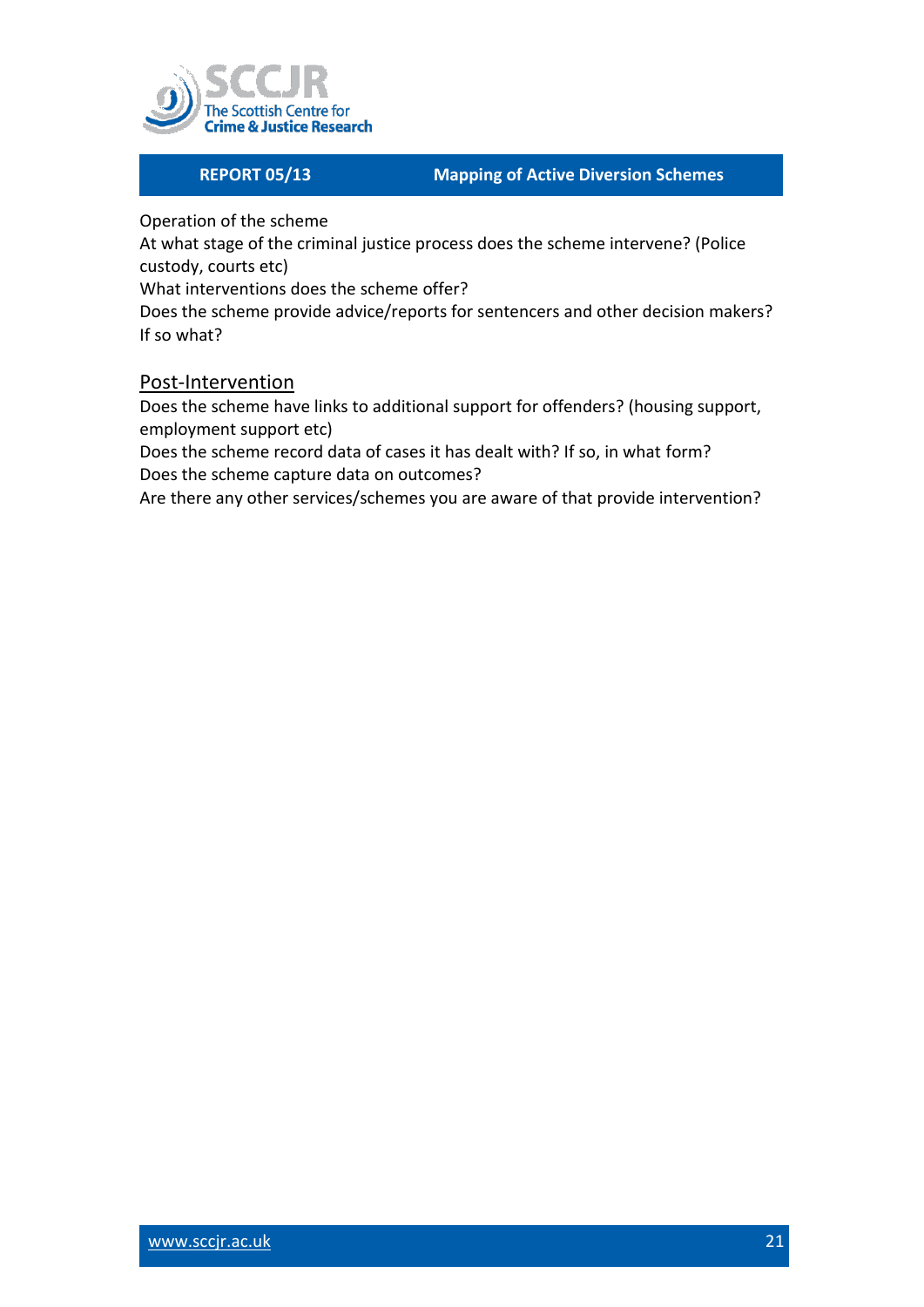Operation of the scheme
At what stage of the criminal justice process does the scheme intervene? (Police custody, courts etc)
What interventions does the scheme offer?
Does the scheme provide advice/reports for sentencers and other decision makers? If so what?

## Post-Intervention

Does the scheme have links to additional support for offenders? (housing support, employment support etc)
Does the scheme record data of cases it has dealt with? If so, in what form?
Does the scheme capture data on outcomes?
Are there any other services/schemes you are aware of that provide intervention?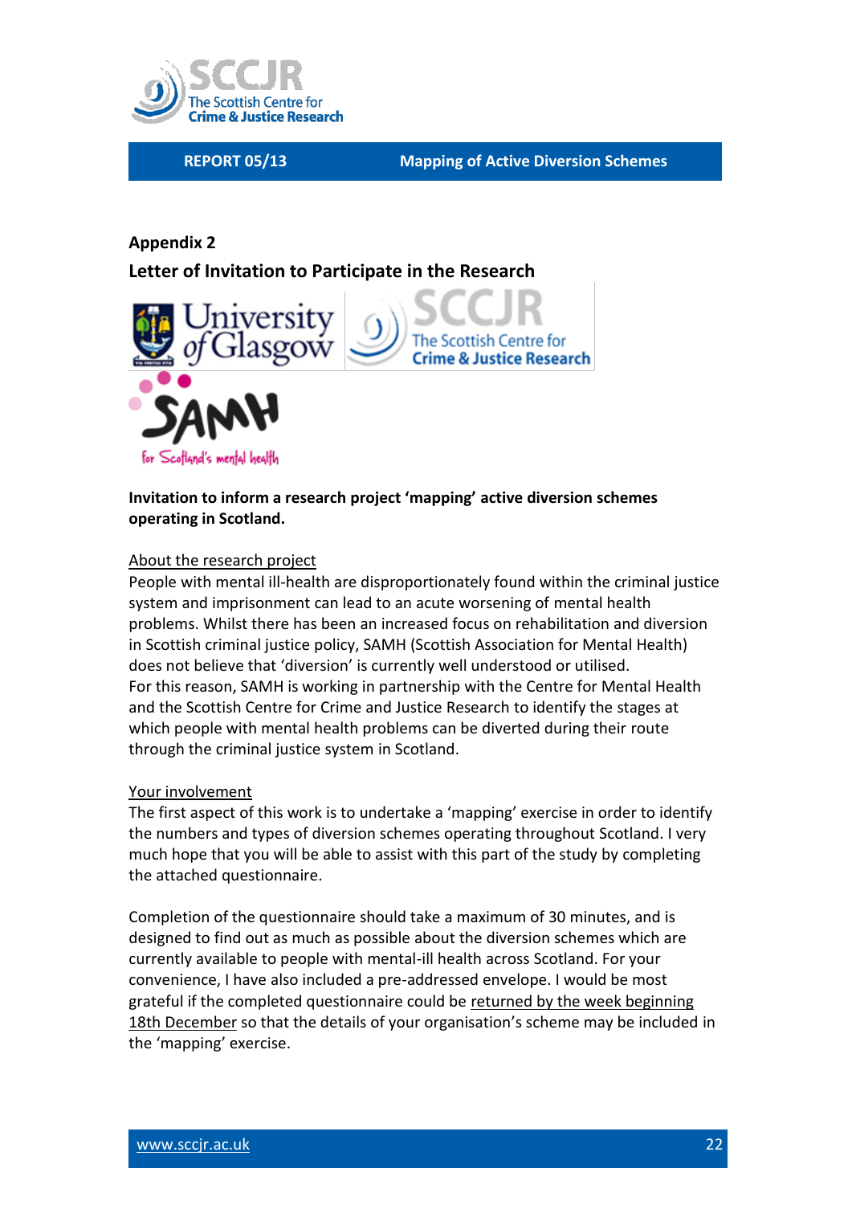## Appendix 2

### Letter of Invitation to Participate in the Research

**Invitation to inform a research project 'mapping' active diversion schemes operating in Scotland.**

About the research project

People with mental ill-health are disproportionately found within the criminal justice system and imprisonment can lead to an acute worsening of mental health problems. Whilst there has been an increased focus on rehabilitation and diversion in Scottish criminal justice policy, SAMH (Scottish Association for Mental Health) does not believe that 'diversion' is currently well understood or utilised. For this reason, SAMH is working in partnership with the Centre for Mental Health and the Scottish Centre for Crime and Justice Research to identify the stages at which people with mental health problems can be diverted during their route through the criminal justice system in Scotland.

Your involvement

The first aspect of this work is to undertake a 'mapping' exercise in order to identify the numbers and types of diversion schemes operating throughout Scotland. I very much hope that you will be able to assist with this part of the study by completing the attached questionnaire.

Completion of the questionnaire should take a maximum of 30 minutes, and is designed to find out as much as possible about the diversion schemes which are currently available to people with mental-ill health across Scotland. For your convenience, I have also included a pre-addressed envelope. I would be most grateful if the completed questionnaire could be returned by the week beginning 18th December so that the details of your organisation's scheme may be included in the 'mapping' exercise.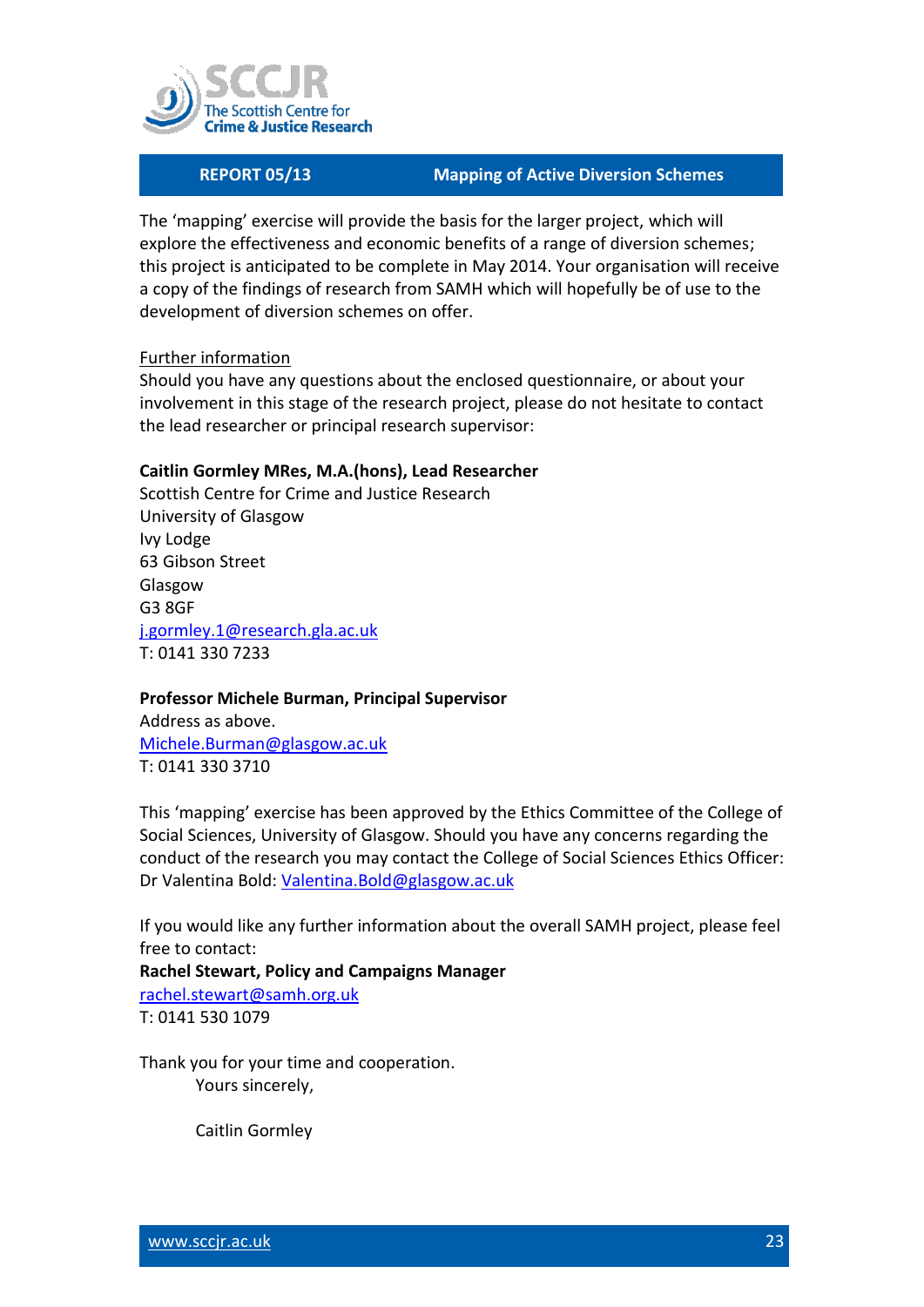The 'mapping' exercise will provide the basis for the larger project, which will explore the effectiveness and economic benefits of a range of diversion schemes; this project is anticipated to be complete in May 2014. Your organisation will receive a copy of the findings of research from SAMH which will hopefully be of use to the development of diversion schemes on offer.

Further information

Should you have any questions about the enclosed questionnaire, or about your involvement in this stage of the research project, please do not hesitate to contact the lead researcher or principal research supervisor:

**Caitlin Gormley MRes, M.A.(hons), Lead Researcher**
Scottish Centre for Crime and Justice Research
University of Glasgow
Ivy Lodge
63 Gibson Street
Glasgow
G3 8GF
j.gormley.1@research.gla.ac.uk
T: 0141 330 7233

**Professor Michele Burman, Principal Supervisor**
Address as above.
Michele.Burman@glasgow.ac.uk
T: 0141 330 3710

This 'mapping' exercise has been approved by the Ethics Committee of the College of Social Sciences, University of Glasgow. Should you have any concerns regarding the conduct of the research you may contact the College of Social Sciences Ethics Officer: Dr Valentina Bold: Valentina.Bold@glasgow.ac.uk

If you would like any further information about the overall SAMH project, please feel free to contact:
**Rachel Stewart, Policy and Campaigns Manager**
rachel.stewart@samh.org.uk
T: 0141 530 1079

Thank you for your time and cooperation.

Yours sincerely,

Caitlin Gormley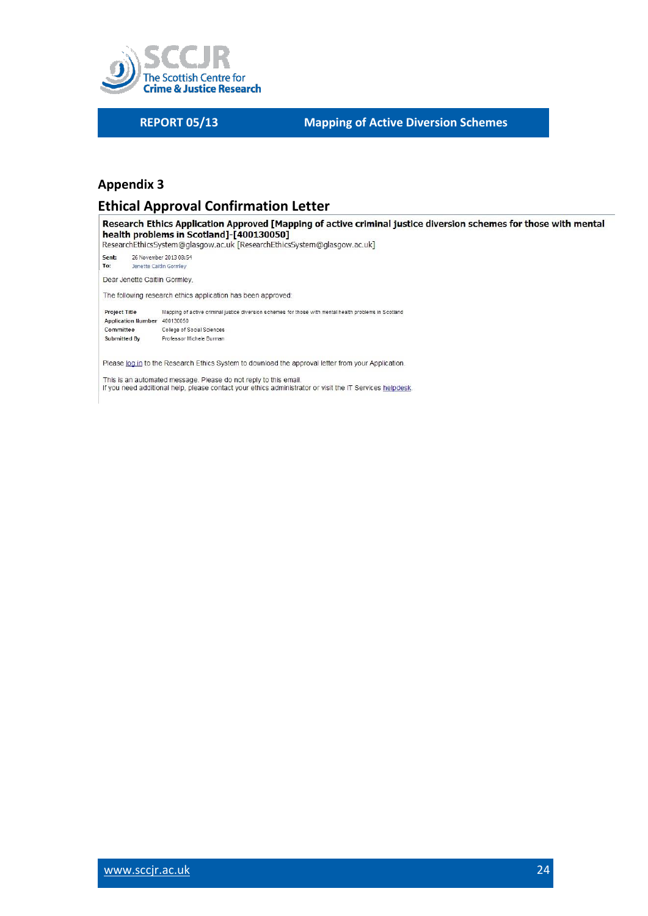## Appendix 3

## Ethical Approval Confirmation Letter

**Research Ethics Application Approved [Mapping of active criminal justice diversion schemes for those with mental health problems in Scotland]-[400130050]**

ResearchEthicsSystem@glasgow.ac.uk [ResearchEthicsSystem@glasgow.ac.uk]

**Sent:** 26 November 2013 08:54

**To:** Janette Caitlin Gormley

Dear Jenette Caitlin Gormley,

The following research ethics application has been approved:

| | |
|---|---|
| **Project Title** | Mapping of active criminal justice diversion schemes for those with mental health problems in Scotland |
| **Application Number** | 400130050 |
| **Committee** | College of Social Sciences |
| **Submitted By** | Professor Michele Burman |

Please log in to the Research Ethics System to download the approval letter from your Application.

This is an automated message. Please do not reply to this email.
If you need additional help, please contact your ethics administrator or visit the IT Services helpdesk.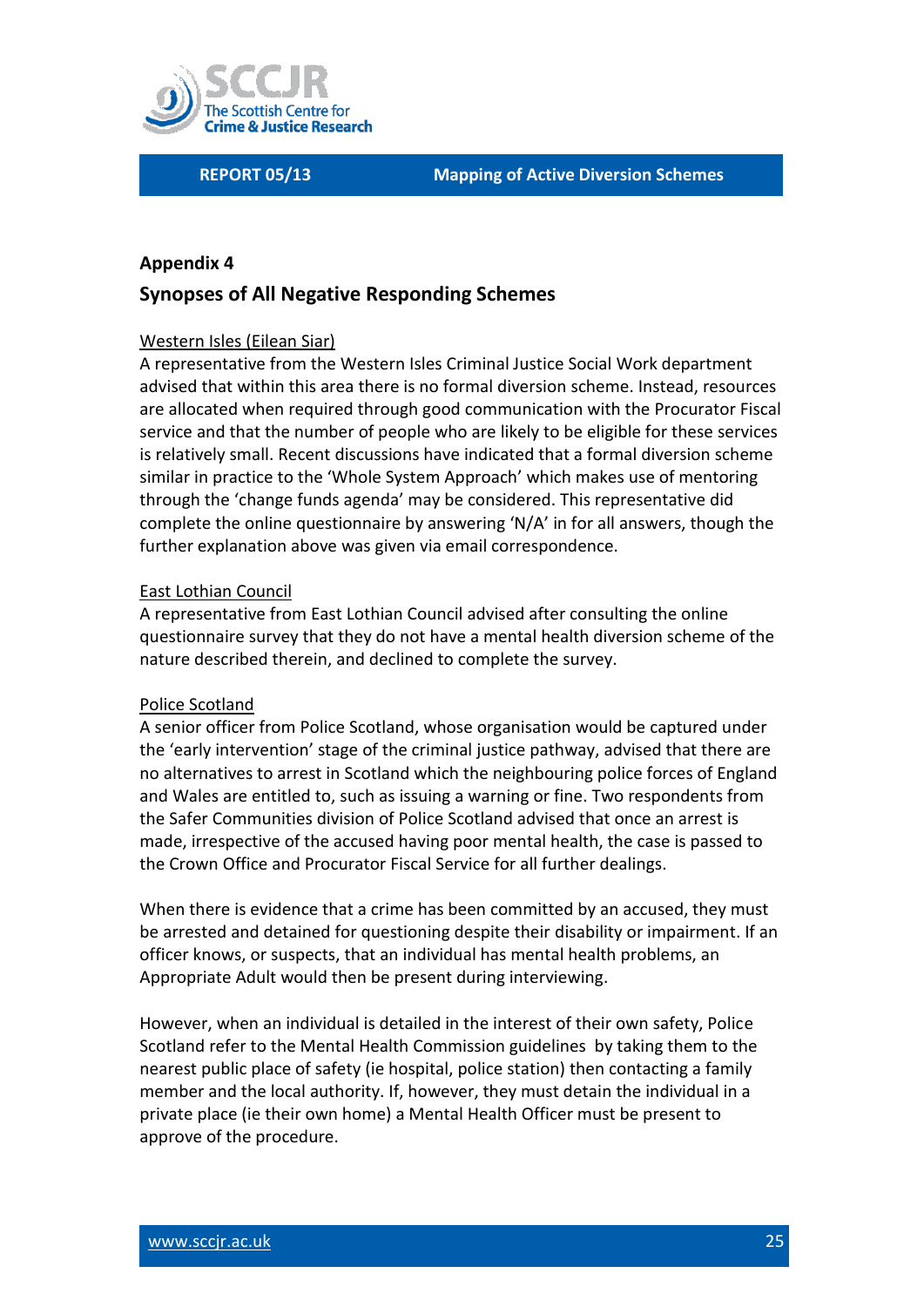## Appendix 4

## Synopses of All Negative Responding Schemes

Western Isles (Eilean Siar)

A representative from the Western Isles Criminal Justice Social Work department advised that within this area there is no formal diversion scheme. Instead, resources are allocated when required through good communication with the Procurator Fiscal service and that the number of people who are likely to be eligible for these services is relatively small. Recent discussions have indicated that a formal diversion scheme similar in practice to the 'Whole System Approach' which makes use of mentoring through the 'change funds agenda' may be considered. This representative did complete the online questionnaire by answering 'N/A' in for all answers, though the further explanation above was given via email correspondence.

East Lothian Council

A representative from East Lothian Council advised after consulting the online questionnaire survey that they do not have a mental health diversion scheme of the nature described therein, and declined to complete the survey.

Police Scotland

A senior officer from Police Scotland, whose organisation would be captured under the 'early intervention' stage of the criminal justice pathway, advised that there are no alternatives to arrest in Scotland which the neighbouring police forces of England and Wales are entitled to, such as issuing a warning or fine. Two respondents from the Safer Communities division of Police Scotland advised that once an arrest is made, irrespective of the accused having poor mental health, the case is passed to the Crown Office and Procurator Fiscal Service for all further dealings.

When there is evidence that a crime has been committed by an accused, they must be arrested and detained for questioning despite their disability or impairment. If an officer knows, or suspects, that an individual has mental health problems, an Appropriate Adult would then be present during interviewing.

However, when an individual is detailed in the interest of their own safety, Police Scotland refer to the Mental Health Commission guidelines by taking them to the nearest public place of safety (ie hospital, police station) then contacting a family member and the local authority. If, however, they must detain the individual in a private place (ie their own home) a Mental Health Officer must be present to approve of the procedure.